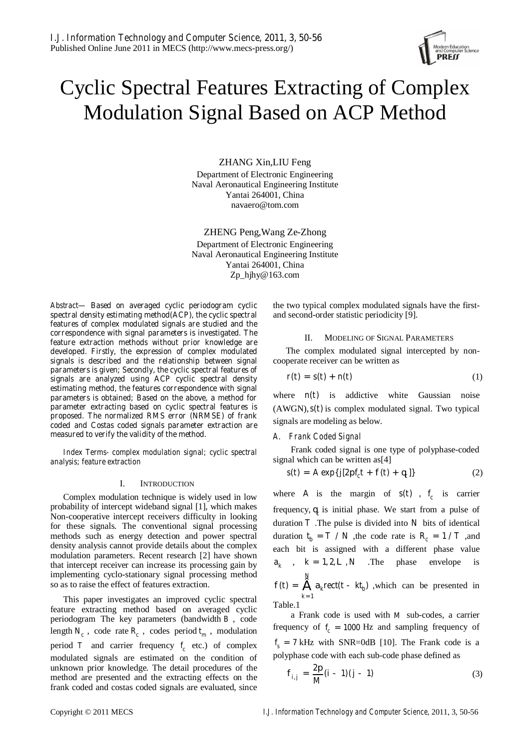# Cyclic Spectral Features Extracting of Complex Modulation Signal Based on ACP Method

ZHANG Xin,LIU Feng
Department of Electronic Engineering
Naval Aeronautical Engineering Institute
Yantai 264001, China
navaero@tom.com

ZHENG Peng,Wang Ze-Zhong
Department of Electronic Engineering
Naval Aeronautical Engineering Institute
Yantai 264001, China
Zp_hjhy@163.com

*Abstract*— Based on averaged cyclic periodogram cyclic spectral density estimating method(ACP), the cyclic spectral features of complex modulated signals are studied and the correspondence with signal parameters is investigated. The feature extraction methods without prior knowledge are developed. Firstly, the expression of complex modulated signals is described and the relationship between signal parameters is given; Secondly, the cyclic spectral features of signals are analyzed using ACP cyclic spectral density estimating method, the features correspondence with signal parameters is obtained; Based on the above, a method for parameter extracting based on cyclic spectral features is proposed. The normalized RMS error (NRMSE) of frank coded and Costas coded signals parameter extraction are measured to verify the validity of the method.

*Index Terms*- complex modulation signal; cyclic spectral analysis; feature extraction

## I. INTRODUCTION

Complex modulation technique is widely used in low probability of intercept wideband signal [1], which makes Non-cooperative intercept receivers difficulty in looking for these signals. The conventional signal processing methods such as energy detection and power spectral density analysis cannot provide details about the complex modulation parameters. Recent research [2] have shown that intercept receiver can increase its processing gain by implementing cyclo-stationary signal processing method so as to raise the effect of features extraction.

This paper investigates an improved cyclic spectral feature extracting method based on averaged cyclic periodogram The key parameters (bandwidth $B$ , code length $N_c$ , code rate $R_c$ , codes period $t_m$ , modulation period $T$ and carrier frequency $f_c$ etc.) of complex modulated signals are estimated on the condition of unknown prior knowledge. The detail procedures of the method are presented and the extracting effects on the frank coded and costas coded signals are evaluated, since the two typical complex modulated signals have the first- and second-order statistic periodicity [9].

## II. MODELING OF SIGNAL PARAMETERS

The complex modulated signal intercepted by non-cooperate receiver can be written as

$$r(t) = s(t) + n(t) \tag{1}$$

where $n(t)$ is addictive white Gaussian noise (AWGN), $s(t)$ is complex modulated signal. Two typical signals are modeling as below.

### *A. Frank Coded Signal*

Frank coded signal is one type of polyphase-coded signal which can be written as[4]

$$s(t) = A\exp\{j[2\pi f_c t + \phi(t) + \theta_t]\} \tag{2}$$

where $A$ is the margin of $s(t)$ , $f_c$ is carrier frequency, $\theta_t$ is initial phase. We start from a pulse of duration $T$ .The pulse is divided into $N$ bits of identical duration $t_b = T / N$ ,the code rate is $R_c = 1/T$ ,and each bit is assigned with a different phase value $a_k$ , $k = 1,2,L ,N$ .The phase envelope is $\phi(t) = \sum_{k=1}^{N} a_k rect(t - kt_b)$ ,which can be presented in Table.1

a Frank code is used with $M$ sub-codes, a carrier frequency of $f_c = 1000$ Hz and sampling frequency of $f_s = 7$ kHz with SNR=0dB [10]. The Frank code is a polyphase code with each sub-code phase defined as

$$\phi_{i,j} = \frac{2\pi}{M}(i-1)(j-1) \tag{3}$$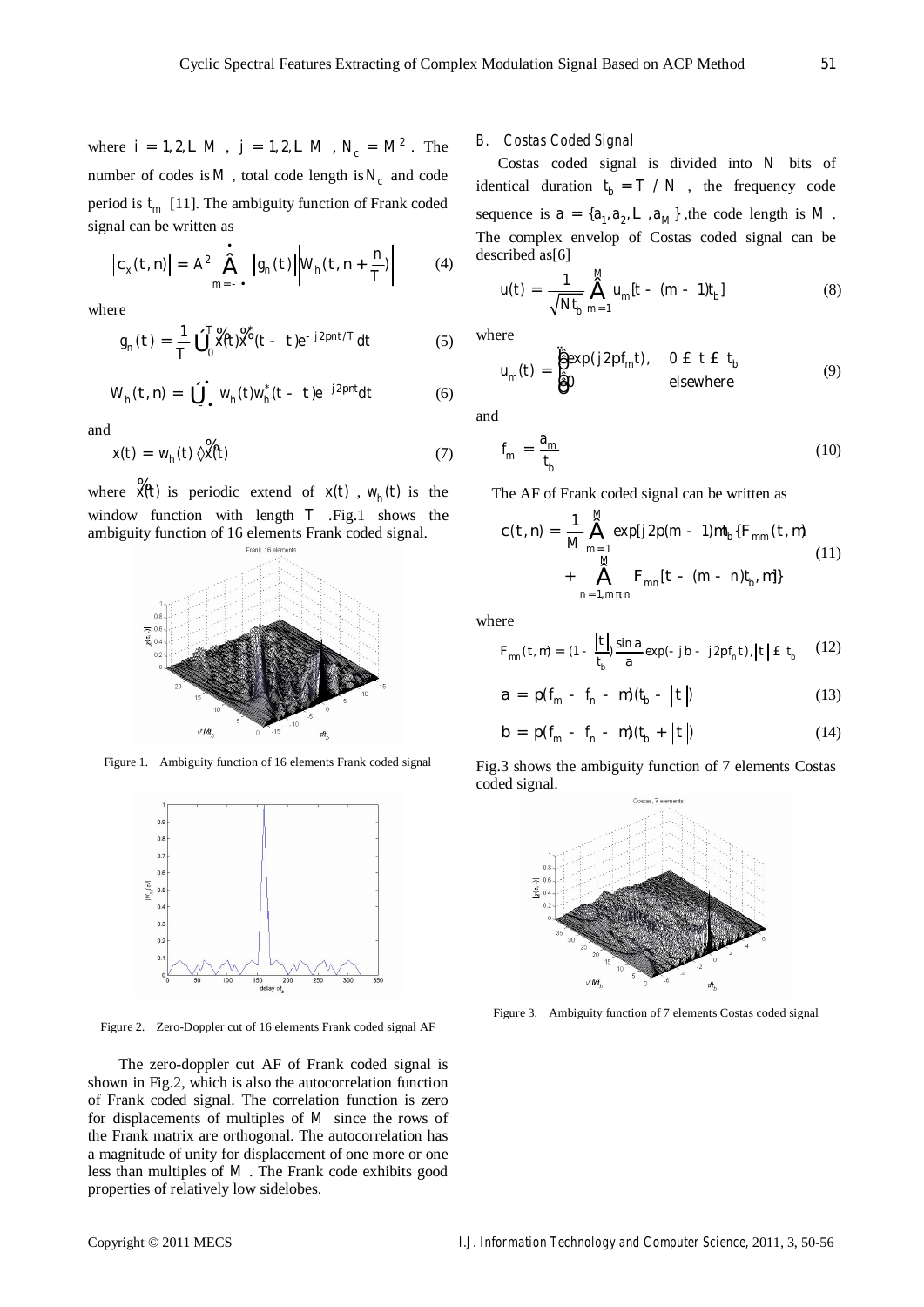where $i = 1,2,\ldots M$, $j = 1,2,\ldots M$, $N_c = M^2$. The number of codes is $M$, total code length is $N_c$ and code period is $t_m$ [11]. The ambiguity function of Frank coded signal can be written as

$$|c_x(t,n)| = A^2 \sum_{m=-\infty}^{\infty} |g_n(t)| \left| W_h(t, n + \frac{n}{T}) \right| \tag{4}$$

where

$$g_n(t) = \frac{1}{T} \int_0^T \tilde{x}(t)\tilde{x}^*(t - t)e^{-j2pnt/T}dt \tag{5}$$

$$W_h(t,n) = \int_{-\infty}^{\infty} w_h(t)w_h^*(t - t)e^{-j2pnt}dt \tag{6}$$

and

$$x(t) = w_h(t) \cdot \tilde{x}(t) \tag{7}$$

where $\tilde{x}(t)$ is periodic extend of $x(t)$, $w_h(t)$ is the window function with length $T$. Fig.1 shows the ambiguity function of 16 elements Frank coded signal.

Figure 1. Ambiguity function of 16 elements Frank coded signal

Figure 2. Zero-Doppler cut of 16 elements Frank coded signal AF

The zero-doppler cut AF of Frank coded signal is shown in Fig.2, which is also the autocorrelation function of Frank coded signal. The correlation function is zero for displacements of multiples of $M$ since the rows of the Frank matrix are orthogonal. The autocorrelation has a magnitude of unity for displacement of one more or one less than multiples of $M$. The Frank code exhibits good properties of relatively low sidelobes.

### B. Costas Coded Signal

Costas coded signal is divided into $N$ bits of identical duration $t_b = T / N$, the frequency code sequence is $a = \{a_1, a_2, \ldots, a_M\}$, the code length is $M$. The complex envelop of Costas coded signal can be described as[6]

$$u(t) = \frac{1}{\sqrt{Nt_b}} \sum_{m=1}^{M} u_m[t - (m-1)t_b] \tag{8}$$

where

$$u_m(t) = \begin{cases} \exp(j2pf_m t), & 0 \le t \le t_b \\ 0 & \text{elsewhere} \end{cases} \tag{9}$$

and

$$f_m = \frac{a_m}{t_b} \tag{10}$$

The AF of Frank coded signal can be written as

$$c(t,n) = \frac{1}{M} \sum_{m=1}^{M} \exp[j2p(m-1)nt_b \{F_{mm}(t,n) + \sum_{n=1, m \ne n}^{M} F_{mn}[t - (m-n)t_b, n]\} \tag{11}$$

where

$$F_{mn}(t,n) = (1 - \frac{|t|}{t_b}) \frac{\sin a}{a} \exp(-jb - j2pf_n t), |t| \le t_b \tag{12}$$

$$a = p(f_m - f_n - n)(t_b - |t|) \tag{13}$$

$$b = p(f_m - f_n - n)(t_b + |t|) \tag{14}$$

Fig.3 shows the ambiguity function of 7 elements Costas coded signal.

Figure 3. Ambiguity function of 7 elements Costas coded signal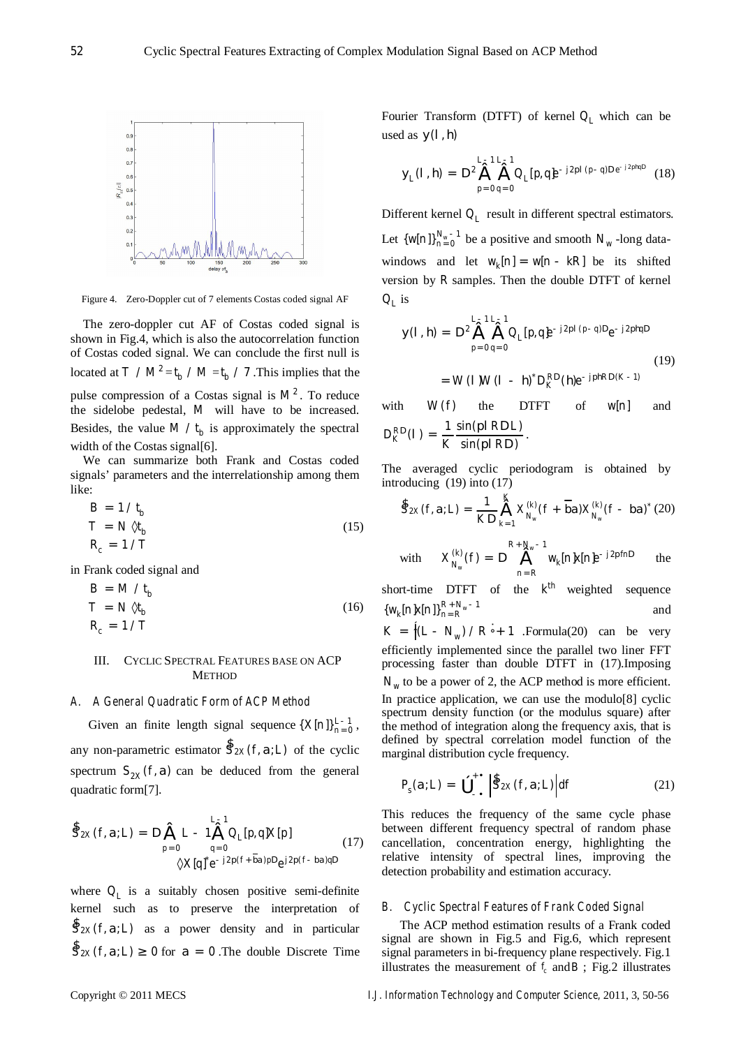Figure 4. Zero-Doppler cut of 7 elements Costas coded signal AF

The zero-doppler cut AF of Costas coded signal is shown in Fig.4, which is also the autocorrelation function of Costas coded signal. We can conclude the first null is located at $T / M^2 = t_b / M = t_b / 7$. This implies that the pulse compression of a Costas signal is $M^2$. To reduce the sidelobe pedestal, $M$ will have to be increased. Besides, the value $M / t_b$ is approximately the spectral width of the Costas signal[6].

We can summarize both Frank and Costas coded signals' parameters and the interrelationship among them like:

$$\begin{aligned} B &= 1 / t_b \\ T &= N \cdot t_b \\ R_c &= 1 / T \end{aligned} \tag{15}$$

in Frank coded signal and

$$\begin{aligned} B &= M / t_b \\ T &= N \cdot t_b \\ R_c &= 1 / T \end{aligned} \tag{16}$$

## III. Cyclic Spectral Features Base on ACP Method

### A. A General Quadratic Form of ACP Method

Given an finite length signal sequence $\{X[n]\}_{n=0}^{L-1}$, any non-parametric estimator $\hat{S}_{2X}(f, a; L)$ of the cyclic spectrum $S_{2X}(f, a)$ can be deduced from the general quadratic form[7].

$$\hat{S}_{2X}(f, a; L) = D \sum_{p=0}^{L-1} \sum_{q=0}^{L-1} Q_L[p, q] X[p] \cdot X[q]^* e^{-j2p(f+\bar{b}a)pD} e^{j2p(f-ba)qD} \tag{17}$$

where $Q_L$ is a suitably chosen positive semi-definite kernel such as to preserve the interpretation of $\hat{S}_{2X}(f, a; L)$ as a power density and in particular $\hat{S}_{2X}(f, a; L) \geq 0$ for $a = 0$. The double Discrete Time Fourier Transform (DTFT) of kernel $Q_L$ which can be used as $y(l, h)$

$$y_L(l, h) = D^2 \sum_{p=0}^{L-1} \sum_{q=0}^{L-1} Q_L[p, q] e^{-j2pl(p-q)D} e^{-j2phqD} \tag{18}$$

Different kernel $Q_L$ result in different spectral estimators. Let $\{w[n]\}_{n=0}^{N_w-1}$ be a positive and smooth $N_w$-long data-windows and let $w_k[n] = w[n - kR]$ be its shifted version by $R$ samples. Then the double DTFT of kernel $Q_L$ is

$$\begin{aligned} y(l, h) &= D^2 \sum_{p=0}^{L-1} \sum_{q=0}^{L-1} Q_L[p, q] e^{-j2pl(p-q)D} e^{-j2phqD} \\ &= W(l) W(l-h)^* D_K^{RD}(h) e^{-jphRD(K-1)} \end{aligned} \tag{19}$$

with $W(f)$ the DTFT of $w[n]$ and $D_K^{RD}(l) = \dfrac{1}{K} \dfrac{\sin(plRDL)}{\sin(plRD)}$.

The averaged cyclic periodogram is obtained by introducing (19) into (17)

$$\hat{S}_{2X}(f, a; L) = \frac{1}{KD} \sum_{k=1}^{K} X_{N_w}^{(k)}(f + \bar{b}a) X_{N_w}^{(k)}(f - ba)^* \tag{20}$$

with $X_{N_w}^{(k)}(f) = D \sum_{n=R}^{R+N_w-1} w_k[n] x[n] e^{-j2pfnD}$ the short-time DTFT of the $k^{th}$ weighted sequence $\{w_k[n] x[n]\}_{n=R}^{R+N_w-1}$ and $K = \lfloor (L - N_w) / R \rfloor + 1$. Formula(20) can be very efficiently implemented since the parallel two liner FFT processing faster than double DTFT in (17). Imposing $N_w$ to be a power of 2, the ACP method is more efficient. In practice application, we can use the modulo[8] cyclic spectrum density function (or the modulus square) after the method of integration along the frequency axis, that is defined by spectral correlation model function of the marginal distribution cycle frequency.

$$P_s(a; L) = \int_{-\infty}^{+\infty} \left| \hat{S}_{2X}(f, a; L) \right| df \tag{21}$$

This reduces the frequency of the same cycle phase between different frequency spectral of random phase cancellation, concentration energy, highlighting the relative intensity of spectral lines, improving the detection probability and estimation accuracy.

### B. Cyclic Spectral Features of Frank Coded Signal

The ACP method estimation results of a Frank coded signal are shown in Fig.5 and Fig.6, which represent signal parameters in bi-frequency plane respectively. Fig.1 illustrates the measurement of $f_c$ and $B$; Fig.2 illustrates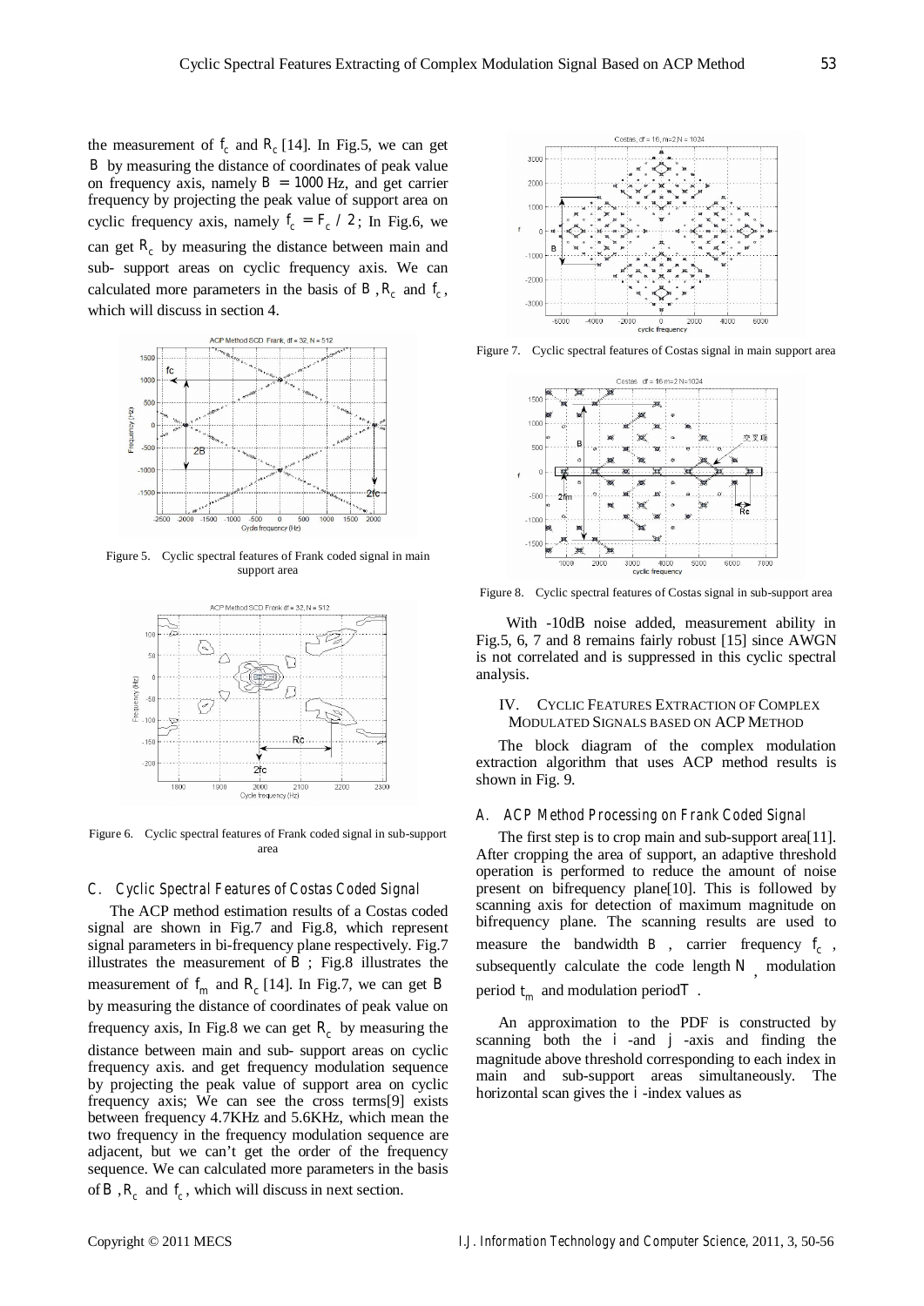the measurement of $f_c$ and $R_c$ [14]. In Fig.5, we can get $B$ by measuring the distance of coordinates of peak value on frequency axis, namely $B = 1000$ Hz, and get carrier frequency by projecting the peak value of support area on cyclic frequency axis, namely $f_c = F_c / 2$; In Fig.6, we can get $R_c$ by measuring the distance between main and sub- support areas on cyclic frequency axis. We can calculated more parameters in the basis of $B$, $R_c$ and $f_c$, which will discuss in section 4.

Figure 5. Cyclic spectral features of Frank coded signal in main support area

Figure 6. Cyclic spectral features of Frank coded signal in sub-support area

### C. Cyclic Spectral Features of Costas Coded Signal

The ACP method estimation results of a Costas coded signal are shown in Fig.7 and Fig.8, which represent signal parameters in bi-frequency plane respectively. Fig.7 illustrates the measurement of $B$; Fig.8 illustrates the measurement of $f_m$ and $R_c$ [14]. In Fig.7, we can get $B$ by measuring the distance of coordinates of peak value on frequency axis, In Fig.8 we can get $R_c$ by measuring the distance between main and sub- support areas on cyclic frequency axis. and get frequency modulation sequence by projecting the peak value of support area on cyclic frequency axis; We can see the cross terms[9] exists between frequency 4.7KHz and 5.6KHz, which mean the two frequency in the frequency modulation sequence are adjacent, but we can't get the order of the frequency sequence. We can calculated more parameters in the basis of $B$, $R_c$ and $f_c$, which will discuss in next section.

Figure 7. Cyclic spectral features of Costas signal in main support area

Figure 8. Cyclic spectral features of Costas signal in sub-support area

With -10dB noise added, measurement ability in Fig.5, 6, 7 and 8 remains fairly robust [15] since AWGN is not correlated and is suppressed in this cyclic spectral analysis.

## IV. Cyclic Features Extraction of Complex Modulated Signals based on ACP Method

The block diagram of the complex modulation extraction algorithm that uses ACP method results is shown in Fig. 9.

### A. ACP Method Processing on Frank Coded Signal

The first step is to crop main and sub-support area[11]. After cropping the area of support, an adaptive threshold operation is performed to reduce the amount of noise present on bifrequency plane[10]. This is followed by scanning axis for detection of maximum magnitude on bifrequency plane. The scanning results are used to measure the bandwidth $B$, carrier frequency $f_c$, subsequently calculate the code length $N$, modulation period $t_m$ and modulation period $T$.

An approximation to the PDF is constructed by scanning both the $i$ -and $j$ -axis and finding the magnitude above threshold corresponding to each index in main and sub-support areas simultaneously. The horizontal scan gives the $i$ -index values as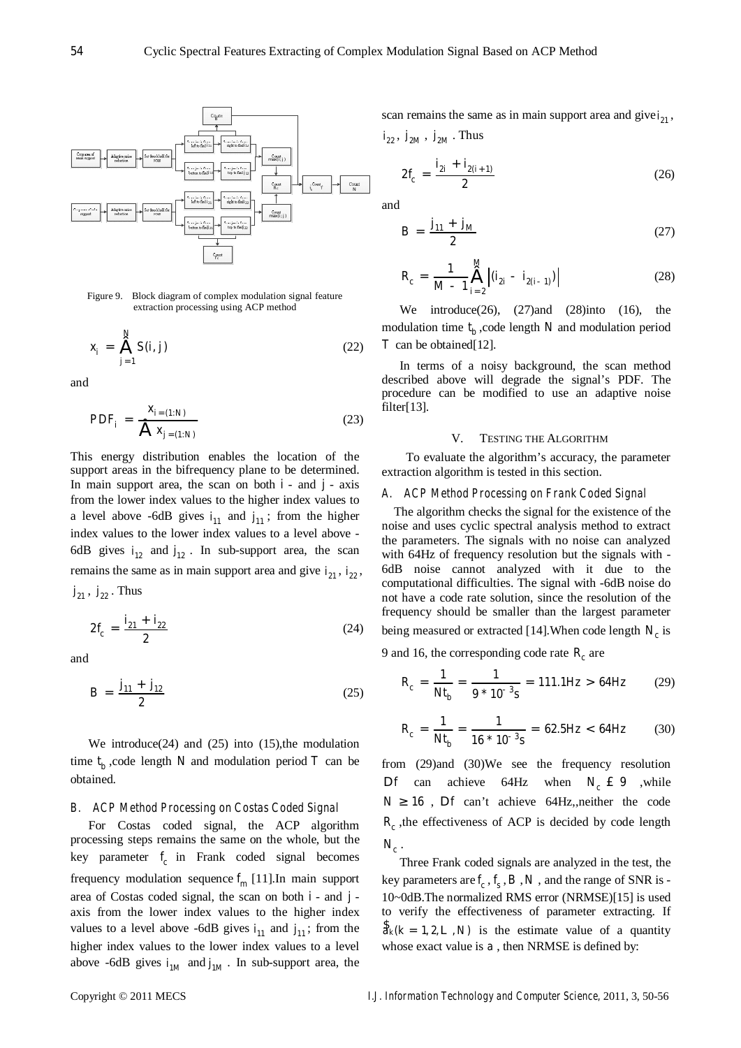Figure 9. Block diagram of complex modulation signal feature extraction processing using ACP method

$$x_i = \sum_{j=1}^{N} S(i, j) \tag{22}$$

and

$$PDF_i = \frac{x_{i=(1:N)}}{\sum x_{j=(1:N)}} \tag{23}$$

This energy distribution enables the location of the support areas in the bifrequency plane to be determined. In main support area, the scan on both $i$ - and $j$ - axis from the lower index values to the higher index values to a level above -6dB gives $i_{11}$ and $j_{11}$; from the higher index values to the lower index values to a level above -6dB gives $i_{12}$ and $j_{12}$. In sub-support area, the scan remains the same as in main support area and give $i_{21}$, $i_{22}$, $j_{21}$, $j_{22}$. Thus

$$2f_c = \frac{i_{21} + i_{22}}{2} \tag{24}$$

and

$$B = \frac{j_{11} + j_{12}}{2} \tag{25}$$

We introduce(24) and (25) into (15),the modulation time $t_b$ ,code length $N$ and modulation period $T$ can be obtained.

### B. ACP Method Processing on Costas Coded Signal

For Costas coded signal, the ACP algorithm processing steps remains the same on the whole, but the key parameter $f_c$ in Frank coded signal becomes frequency modulation sequence $f_m$ [11].In main support area of Costas coded signal, the scan on both $i$ - and $j$ - axis from the lower index values to the higher index values to a level above -6dB gives $i_{11}$ and $j_{11}$; from the higher index values to the lower index values to a level above -6dB gives $i_{1M}$ and $j_{1M}$ . In sub-support area, the scan remains the same as in main support area and give $i_{21}$, $i_{22}$, $j_{2M}$ , $j_{2M}$ . Thus

$$2f_c = \frac{i_{2i} + i_{2(i+1)}}{2} \tag{26}$$

and

$$B = \frac{j_{11} + j_M}{2} \tag{27}$$

$$R_c = \frac{1}{M-1} \sum_{i=2}^{M} \left| (i_{2i} - i_{2(i-1)}) \right| \tag{28}$$

We introduce(26), (27)and (28)into (16), the modulation time $t_b$ ,code length $N$ and modulation period $T$ can be obtained[12].

In terms of a noisy background, the scan method described above will degrade the signal's PDF. The procedure can be modified to use an adaptive noise filter[13].

## V. TESTING THE ALGORITHM

To evaluate the algorithm's accuracy, the parameter extraction algorithm is tested in this section.

### A. ACP Method Processing on Frank Coded Signal

The algorithm checks the signal for the existence of the noise and uses cyclic spectral analysis method to extract the parameters. The signals with no noise can analyzed with 64Hz of frequency resolution but the signals with -6dB noise cannot analyzed with it due to the computational difficulties. The signal with -6dB noise do not have a code rate solution, since the resolution of the frequency should be smaller than the largest parameter being measured or extracted [14].When code length $N_c$ is 9 and 16, the corresponding code rate $R_c$ are

$$R_c = \frac{1}{Nt_b} = \frac{1}{9 * 10^{-3} s} = 111.1Hz > 64Hz \tag{29}$$

$$R_c = \frac{1}{Nt_b} = \frac{1}{16 * 10^{-3} s} = 62.5Hz < 64Hz \tag{30}$$

from (29)and (30)We see the frequency resolution $\Delta f$ can achieve 64Hz when $N_c \le 9$ ,while $N \ge 16$ , $\Delta f$ can't achieve 64Hz,,neither the code $R_c$ ,the effectiveness of ACP is decided by code length $N_c$ .

Three Frank coded signals are analyzed in the test, the key parameters are $f_c$ , $f_s$ , $B$ , $N$ , and the range of SNR is -10~0dB.The normalized RMS error (NRMSE)[15] is used to verify the effectiveness of parameter extracting. If $\hat{a}_k (k = 1, 2, \ldots, N)$ is the estimate value of a quantity whose exact value is $a$ , then NRMSE is defined by: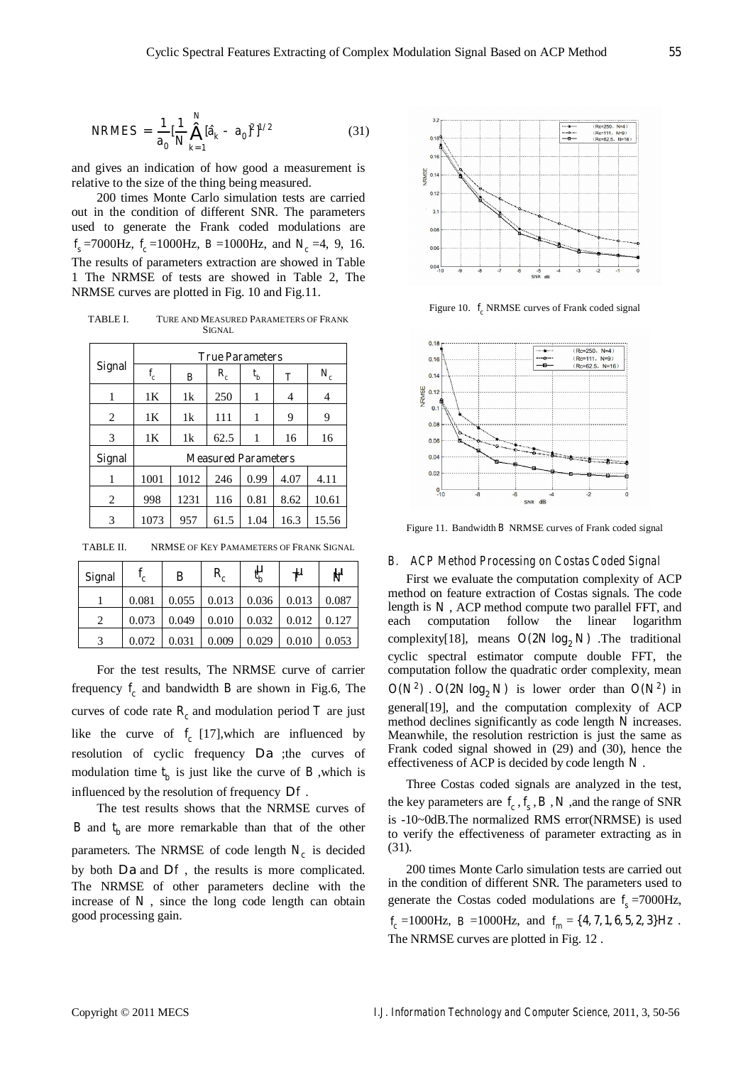$$NRMES = \frac{1}{a_0}\left[\frac{1}{N}\sum_{k=1}^{N}(\hat{a}_k - a_0)^2\right]^{1/2} \tag{31}$$

and gives an indication of how good a measurement is relative to the size of the thing being measured.

200 times Monte Carlo simulation tests are carried out in the condition of different SNR. The parameters used to generate the Frank coded modulations are $f_s$ =7000Hz, $f_c$ =1000Hz, $B$ =1000Hz, and $N_c$ =4, 9, 16. The results of parameters extraction are showed in Table 1 The NRMSE of tests are showed in Table 2, The NRMSE curves are plotted in Fig. 10 and Fig.11.

TABLE I. TURE AND MEASURED PARAMETERS OF FRANK SIGNAL

| Signal | True Parameters | | | | | |
|---|---|---|---|---|---|---|
| | $f_c$ | $B$ | $R_c$ | $t_b$ | $T$ | $N_c$ |
| 1 | 1K | 1k | 250 | 1 | 4 | 4 |
| 2 | 1K | 1k | 111 | 1 | 9 | 9 |
| 3 | 1K | 1k | 62.5 | 1 | 16 | 16 |
| Signal | Measured Parameters | | | | | |
| 1 | 1001 | 1012 | 246 | 0.99 | 4.07 | 4.11 |
| 2 | 998 | 1231 | 116 | 0.81 | 8.62 | 10.61 |
| 3 | 1073 | 957 | 61.5 | 1.04 | 16.3 | 15.56 |

TABLE II. NRMSE OF KEY PAMAMETERS OF FRANK SIGNAL

| Signal | $f_c$ | $B$ | $R_c$ | $\hat{t}_b$ | $\hat{T}$ | $\hat{N}$ |
|---|---|---|---|---|---|---|
| 1 | 0.081 | 0.055 | 0.013 | 0.036 | 0.013 | 0.087 |
| 2 | 0.073 | 0.049 | 0.010 | 0.032 | 0.012 | 0.127 |
| 3 | 0.072 | 0.031 | 0.009 | 0.029 | 0.010 | 0.053 |

For the test results, The NRMSE curve of carrier frequency $f_c$ and bandwidth $B$ are shown in Fig.6, The curves of code rate $R_c$ and modulation period $T$ are just like the curve of $f_c$ [17],which are influenced by resolution of cyclic frequency $\Delta a$ ;the curves of modulation time $t_b$ is just like the curve of $B$ ,which is influenced by the resolution of frequency $\Delta f$ .

The test results shows that the NRMSE curves of $B$ and $t_b$ are more remarkable than that of the other parameters. The NRMSE of code length $N_c$ is decided by both $\Delta a$ and $\Delta f$ , the results is more complicated. The NRMSE of other parameters decline with the increase of $N$ , since the long code length can obtain good processing gain.

Figure 10. $f_c$ NRMSE curves of Frank coded signal

Figure 11. Bandwidth $B$ NRMSE curves of Frank coded signal

### B. ACP Method Processing on Costas Coded Signal

First we evaluate the computation complexity of ACP method on feature extraction of Costas signals. The code length is $N$ , ACP method compute two parallel FFT, and each computation follow the linear logarithm complexity[18], means $O(2N \log_2 N)$ .The traditional cyclic spectral estimator compute double FFT, the computation follow the quadratic order complexity, mean $O(N^2)$ . $O(2N \log_2 N)$ is lower order than $O(N^2)$ in general[19], and the computation complexity of ACP method declines significantly as code length $N$ increases. Meanwhile, the resolution restriction is just the same as Frank coded signal showed in (29) and (30), hence the effectiveness of ACP is decided by code length $N$ .

Three Costas coded signals are analyzed in the test, the key parameters are $f_c, f_s, B, N$ ,and the range of SNR is -10~0dB.The normalized RMS error(NRMSE) is used to verify the effectiveness of parameter extracting as in (31).

200 times Monte Carlo simulation tests are carried out in the condition of different SNR. The parameters used to generate the Costas coded modulations are $f_s$ =7000Hz, $f_c$ =1000Hz, $B$ =1000Hz, and $f_m = \{4, 7, 1, 6, 5, 2, 3\}Hz$ . The NRMSE curves are plotted in Fig. 12 .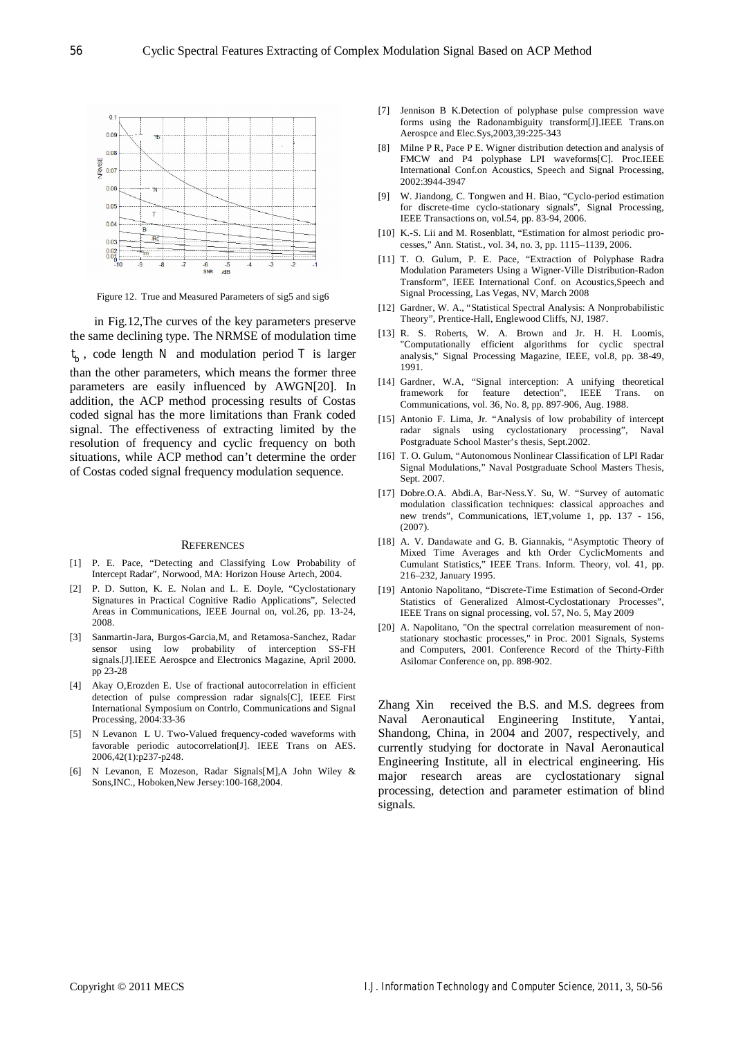0.1
0.09
0.08
0.07
0.06
0.05
0.04
0.03
0.02
0.01
0

NRMSE

tb
N
T
B
Rc
fm

-10 -9 -8 -7 -6 -5 -4 -3 -2 -1

SNR /dB

Figure 12. True and Measured Parameters of sig5 and sig6

in Fig.12,The curves of the key parameters preserve the same declining type. The NRMSE of modulation time $t_b$, code length $N$ and modulation period $T$ is larger than the other parameters, which means the former three parameters are easily influenced by AWGN[20]. In addition, the ACP method processing results of Costas coded signal has the more limitations than Frank coded signal. The effectiveness of extracting limited by the resolution of frequency and cyclic frequency on both situations, while ACP method can't determine the order of Costas coded signal frequency modulation sequence.

## REFERENCES

[1] P. E. Pace, "Detecting and Classifying Low Probability of Intercept Radar", Norwood, MA: Horizon House Artech, 2004.

[2] P. D. Sutton, K. E. Nolan and L. E. Doyle, "Cyclostationary Signatures in Practical Cognitive Radio Applications", Selected Areas in Communications, IEEE Journal on, vol.26, pp. 13-24, 2008.

[3] Sanmartin-Jara, Burgos-Garcia,M, and Retamosa-Sanchez, Radar sensor using low probability of interception SS-FH signals.[J].IEEE Aerospce and Electronics Magazine, April 2000. pp 23-28

[4] Akay O,Erozden E. Use of fractional autocorrelation in efficient detection of pulse compression radar signals[C], IEEE First International Symposium on Contrlo, Communications and Signal Processing, 2004:33-36

[5] N Levanon L U. Two-Valued frequency-coded waveforms with favorable periodic autocorrelation[J]. IEEE Trans on AES. 2006,42(1):p237-p248.

[6] N Levanon, E Mozeson, Radar Signals[M],A John Wiley & Sons,INC., Hoboken,New Jersey:100-168,2004.

[7] Jennison B K.Detection of polyphase pulse compression wave forms using the Radonambiguity transform[J].IEEE Trans.on Aerospce and Elec.Sys,2003,39:225-343

[8] Milne P R, Pace P E. Wigner distribution detection and analysis of FMCW and P4 polyphase LPI waveforms[C]. Proc.IEEE International Conf.on Acoustics, Speech and Signal Processing, 2002:3944-3947

[9] W. Jiandong, C. Tongwen and H. Biao, "Cyclo-period estimation for discrete-time cyclo-stationary signals", Signal Processing, IEEE Transactions on, vol.54, pp. 83-94, 2006.

[10] K.-S. Lii and M. Rosenblatt, "Estimation for almost periodic processes," Ann. Statist., vol. 34, no. 3, pp. 1115–1139, 2006.

[11] T. O. Gulum, P. E. Pace, "Extraction of Polyphase Radra Modulation Parameters Using a Wigner-Ville Distribution-Radon Transform", IEEE International Conf. on Acoustics,Speech and Signal Processing, Las Vegas, NV, March 2008

[12] Gardner, W. A., "Statistical Spectral Analysis: A Nonprobabilistic Theory", Prentice-Hall, Englewood Cliffs, NJ, 1987.

[13] R. S. Roberts, W. A. Brown and Jr. H. H. Loomis, "Computationally efficient algorithms for cyclic spectral analysis," Signal Processing Magazine, IEEE, vol.8, pp. 38-49, 1991.

[14] Gardner, W.A, "Signal interception: A unifying theoretical framework for feature detection", IEEE Trans. on Communications, vol. 36, No. 8, pp. 897-906, Aug. 1988.

[15] Antonio F. Lima, Jr. "Analysis of low probability of intercept radar signals using cyclostationary processing", Naval Postgraduate School Master's thesis, Sept.2002.

[16] T. O. Gulum, "Autonomous Nonlinear Classification of LPI Radar Signal Modulations," Naval Postgraduate School Masters Thesis, Sept. 2007.

[17] Dobre.O.A. Abdi.A, Bar-Ness.Y. Su, W. "Survey of automatic modulation classification techniques: classical approaches and new trends", Communications, IET,volume 1, pp. 137 - 156, (2007).

[18] A. V. Dandawate and G. B. Giannakis, "Asymptotic Theory of Mixed Time Averages and kth Order CyclicMoments and Cumulant Statistics," IEEE Trans. Inform. Theory, vol. 41, pp. 216–232, January 1995.

[19] Antonio Napolitano, "Discrete-Time Estimation of Second-Order Statistics of Generalized Almost-Cyclostationary Processes", IEEE Trans on signal processing, vol. 57, No. 5, May 2009

[20] A. Napolitano, "On the spectral correlation measurement of non-stationary stochastic processes," in Proc. 2001 Signals, Systems and Computers, 2001. Conference Record of the Thirty-Fifth Asilomar Conference on, pp. 898-902.

Zhang Xin received the B.S. and M.S. degrees from Naval Aeronautical Engineering Institute, Yantai, Shandong, China, in 2004 and 2007, respectively, and currently studying for doctorate in Naval Aeronautical Engineering Institute, all in electrical engineering. His major research areas are cyclostationary signal processing, detection and parameter estimation of blind signals.